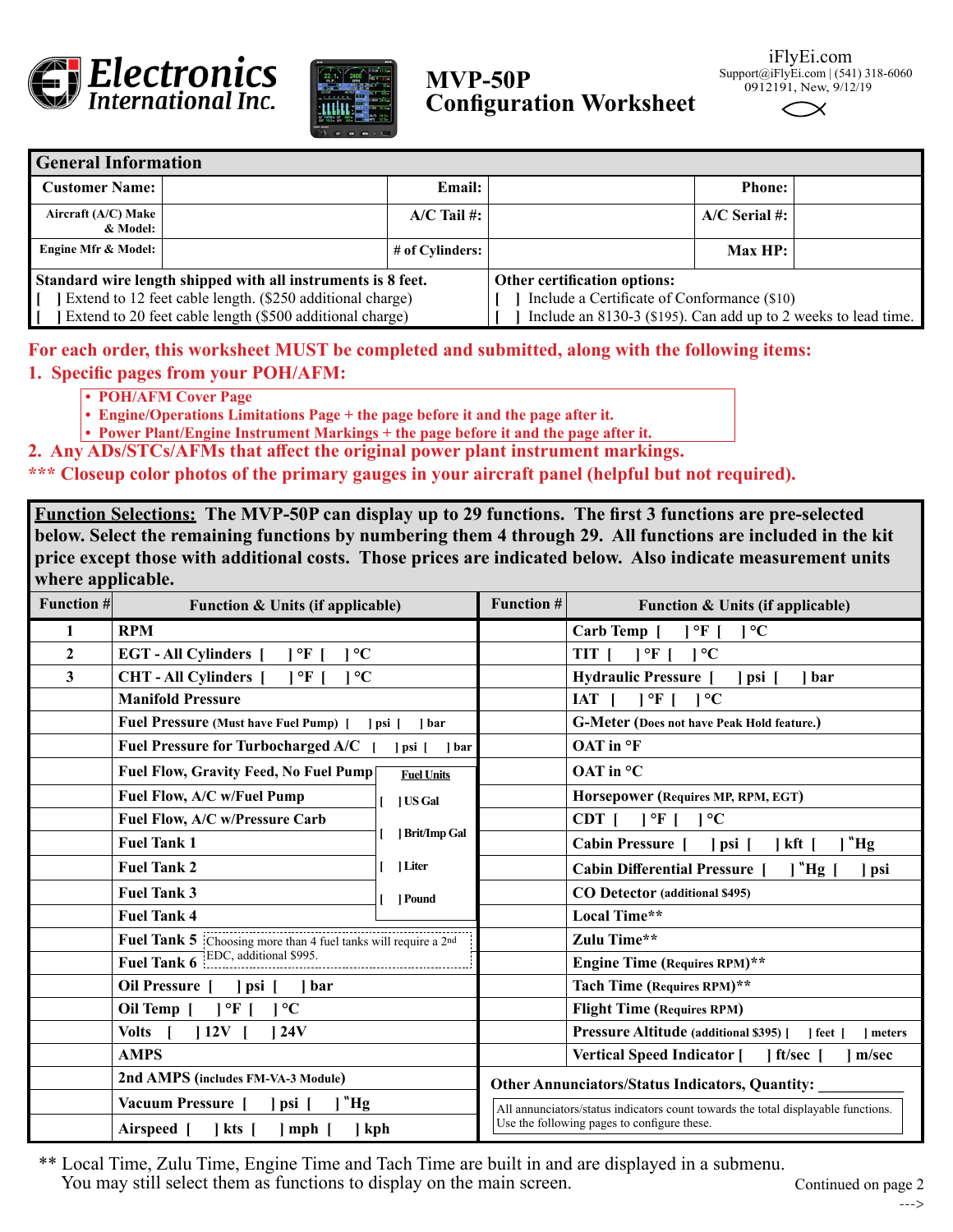# MVP-50P Configuration Worksheet

Electronics International Inc.

iFlyEi.com
Support@iFlyEi.com | (541) 318-6060
0912191, New, 9/12/19

## General Information

| Customer Name: | | Email: | | Phone: | |
|---|---|---|---|---|---|
| Aircraft (A/C) Make & Model: | | A/C Tail #: | | A/C Serial #: | |
| Engine Mfr & Model: | | # of Cylinders: | | Max HP: | |

**Standard wire length shipped with all instruments is 8 feet.**
[ ] Extend to 12 feet cable length. ($250 additional charge)
[ ] Extend to 20 feet cable length ($500 additional charge)

**Other certification options:**
[ ] Include a Certificate of Conformance ($10)
[ ] Include an 8130-3 ($195). Can add up to 2 weeks to lead time.

**For each order, this worksheet MUST be completed and submitted, along with the following items:**

**1. Specific pages from your POH/AFM:**

- **POH/AFM Cover Page**
- **Engine/Operations Limitations Page + the page before it and the page after it.**
- **Power Plant/Engine Instrument Markings + the page before it and the page after it.**

**2. Any ADs/STCs/AFMs that affect the original power plant instrument markings.**

**\*\*\* Closeup color photos of the primary gauges in your aircraft panel (helpful but not required).**

**Function Selections: The MVP-50P can display up to 29 functions. The first 3 functions are pre-selected below. Select the remaining functions by numbering them 4 through 29. All functions are included in the kit price except those with additional costs. Those prices are indicated below. Also indicate measurement units where applicable.**

| Function # | Function & Units (if applicable) | Function # | Function & Units (if applicable) |
|---|---|---|---|
| 1 | **RPM** | | **Carb Temp** [ ] °F [ ] °C |
| 2 | **EGT - All Cylinders** [ ] °F [ ] °C | | **TIT** [ ] °F [ ] °C |
| 3 | **CHT - All Cylinders** [ ] °F [ ] °C | | **Hydraulic Pressure** [ ] psi [ ] bar |
| | **Manifold Pressure** | | **IAT** [ ] °F [ ] °C |
| | **Fuel Pressure** (Must have Fuel Pump) [ ] psi [ ] bar | | **G-Meter** (Does not have Peak Hold feature.) |
| | **Fuel Pressure for Turbocharged A/C** [ ] psi [ ] bar | | **OAT in °F** |
| | **Fuel Flow, Gravity Feed, No Fuel Pump** — Fuel Units: | | **OAT in °C** |
| | **Fuel Flow, A/C w/Fuel Pump** — [ ] US Gal | | **Horsepower** (Requires MP, RPM, EGT) |
| | **Fuel Flow, A/C w/Pressure Carb** — [ ] Brit/Imp Gal | | **CDT** [ ] °F [ ] °C |
| | **Fuel Tank 1** | | **Cabin Pressure** [ ] psi [ ] kft [ ] "Hg |
| | **Fuel Tank 2** — [ ] Liter | | **Cabin Differential Pressure** [ ] "Hg [ ] psi |
| | **Fuel Tank 3** — [ ] Pound | | **CO Detector** (additional $495) |
| | **Fuel Tank 4** | | **Local Time\*\*** |
| | **Fuel Tank 5** — Choosing more than 4 fuel tanks will require a 2nd EDC, additional $995. | | **Zulu Time\*\*** |
| | **Fuel Tank 6** | | **Engine Time** (Requires RPM)\*\* |
| | **Oil Pressure** [ ] psi [ ] bar | | **Tach Time** (Requires RPM)\*\* |
| | **Oil Temp** [ ] °F [ ] °C | | **Flight Time** (Requires RPM) |
| | **Volts** [ ] 12V [ ] 24V | | **Pressure Altitude** (additional $395) [ ] feet [ ] meters |
| | **AMPS** | | **Vertical Speed Indicator** [ ] ft/sec [ ] m/sec |
| | **2nd AMPS** (includes FM-VA-3 Module) | | **Other Annunciators/Status Indicators, Quantity:** ______ |
| | **Vacuum Pressure** [ ] psi [ ] "Hg | | All annunciators/status indicators count towards the total displayable functions. Use the following pages to configure these. |
| | **Airspeed** [ ] kts [ ] mph [ ] kph | | |

\*\* Local Time, Zulu Time, Engine Time and Tach Time are built in and are displayed in a submenu. You may still select them as functions to display on the main screen.

Continued on page 2 --->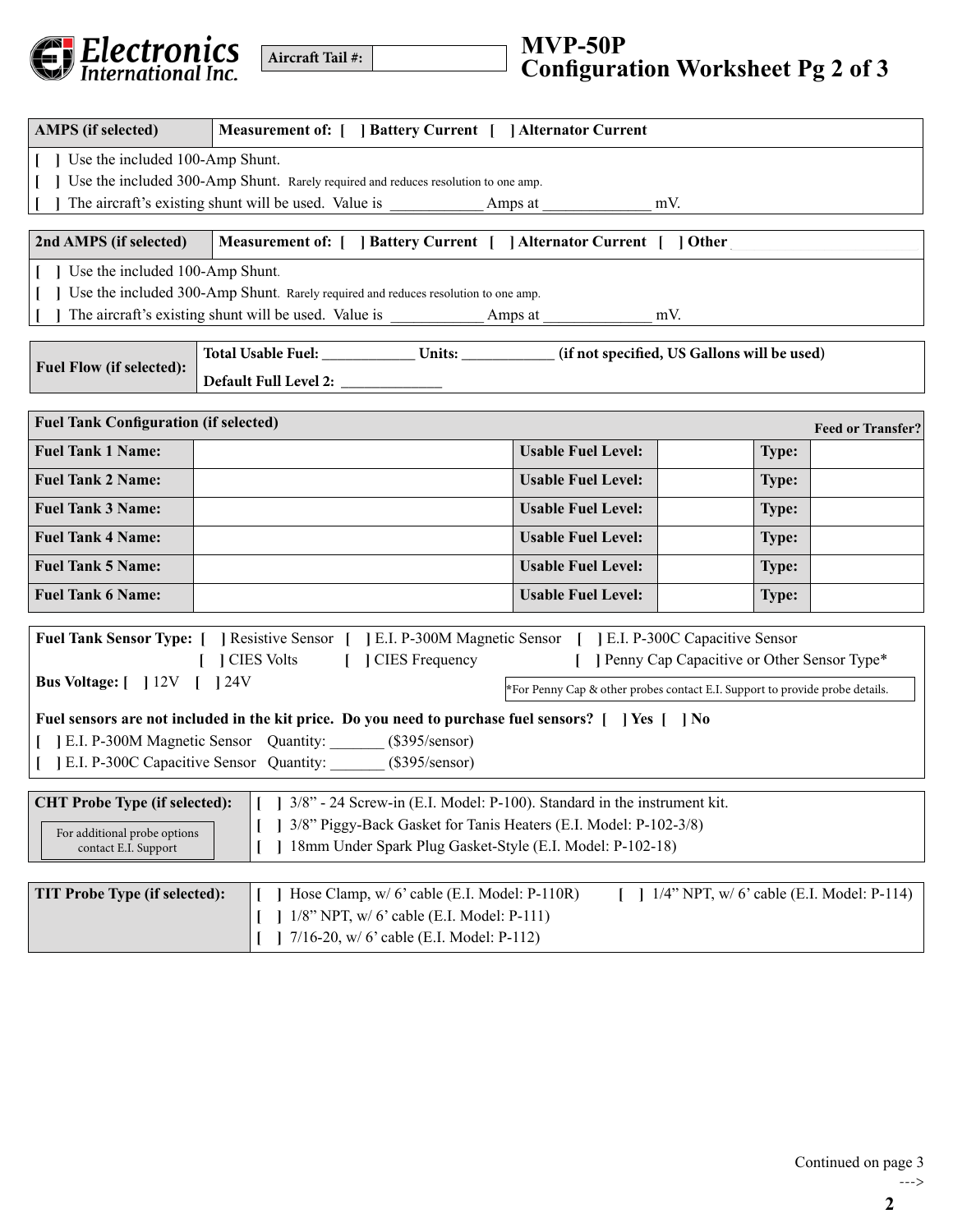**Electronics International Inc.**

**Aircraft Tail #:** ______________

# MVP-50P Configuration Worksheet Pg 2 of 3

| **AMPS (if selected)** | **Measurement of: [ ] Battery Current [ ] Alternator Current** |
|---|---|

[ ] Use the included 100-Amp Shunt.
[ ] Use the included 300-Amp Shunt. Rarely required and reduces resolution to one amp.
[ ] The aircraft's existing shunt will be used. Value is ____________ Amps at ______________ mV.

| **2nd AMPS (if selected)** | **Measurement of: [ ] Battery Current [ ] Alternator Current [ ] Other** ______________ |
|---|---|

[ ] Use the included 100-Amp Shunt.
[ ] Use the included 300-Amp Shunt. Rarely required and reduces resolution to one amp.
[ ] The aircraft's existing shunt will be used. Value is ____________ Amps at ______________ mV.

| **Fuel Flow (if selected):** | **Total Usable Fuel:** ____________ **Units:** ____________ **(if not specified, US Gallons will be used)** |
|---|---|
| | **Default Full Level 2:** _____________ |

| **Fuel Tank Configuration (if selected)** | | | | | **Feed or Transfer?** |
|---|---|---|---|---|---|
| **Fuel Tank 1 Name:** | | **Usable Fuel Level:** | | **Type:** | |
| **Fuel Tank 2 Name:** | | **Usable Fuel Level:** | | **Type:** | |
| **Fuel Tank 3 Name:** | | **Usable Fuel Level:** | | **Type:** | |
| **Fuel Tank 4 Name:** | | **Usable Fuel Level:** | | **Type:** | |
| **Fuel Tank 5 Name:** | | **Usable Fuel Level:** | | **Type:** | |
| **Fuel Tank 6 Name:** | | **Usable Fuel Level:** | | **Type:** | |

**Fuel Tank Sensor Type:** [ ] Resistive Sensor [ ] E.I. P-300M Magnetic Sensor [ ] E.I. P-300C Capacitive Sensor
[ ] CIES Volts [ ] CIES Frequency [ ] Penny Cap Capacitive or Other Sensor Type*

**Bus Voltage:** [ ] 12V [ ] 24V

*For Penny Cap & other probes contact E.I. Support to provide probe details.

**Fuel sensors are not included in the kit price. Do you need to purchase fuel sensors? [ ] Yes [ ] No**

[ ] E.I. P-300M Magnetic Sensor Quantity: _______ ($395/sensor)
[ ] E.I. P-300C Capacitive Sensor Quantity: _______ ($395/sensor)

| **CHT Probe Type (if selected):** | |
|---|---|
| For additional probe options contact E.I. Support | [ ] 3/8" - 24 Screw-in (E.I. Model: P-100). Standard in the instrument kit.<br>[ ] 3/8" Piggy-Back Gasket for Tanis Heaters (E.I. Model: P-102-3/8)<br>[ ] 18mm Under Spark Plug Gasket-Style (E.I. Model: P-102-18) |

| **TIT Probe Type (if selected):** | |
|---|---|
| | [ ] Hose Clamp, w/ 6' cable (E.I. Model: P-110R)<br>[ ] 1/4" NPT, w/ 6' cable (E.I. Model: P-114)<br>[ ] 1/8" NPT, w/ 6' cable (E.I. Model: P-111)<br>[ ] 7/16-20, w/ 6' cable (E.I. Model: P-112) |

Continued on page 3
--->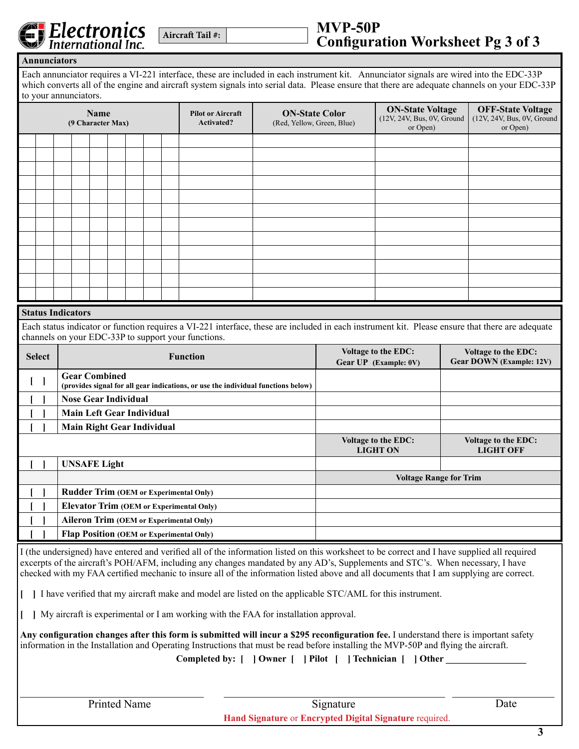**Electronics International Inc.** | **Aircraft Tail #:** ____________

# MVP-50P Configuration Worksheet Pg 3 of 3

## Annunciators

Each annunciator requires a VI-221 interface, these are included in each instrument kit. Annunciator signals are wired into the EDC-33P which converts all of the engine and aircraft system signals into serial data. Please ensure that there are adequate channels on your EDC-33P to your annunciators.

| Name (9 Character Max) | | | | | | | | | Pilot or Aircraft Activated? | ON-State Color (Red, Yellow, Green, Blue) | ON-State Voltage (12V, 24V, Bus, 0V, Ground or Open) | OFF-State Voltage (12V, 24V, Bus, 0V, Ground or Open) |
|---|---|---|---|---|---|---|---|---|---|---|---|---|
| | | | | | | | | | | | | |
| | | | | | | | | | | | | |
| | | | | | | | | | | | | |
| | | | | | | | | | | | | |
| | | | | | | | | | | | | |
| | | | | | | | | | | | | |
| | | | | | | | | | | | | |
| | | | | | | | | | | | | |
| | | | | | | | | | | | | |
| | | | | | | | | | | | | |
| | | | | | | | | | | | | |
| | | | | | | | | | | | | |

## Status Indicators

Each status indicator or function requires a VI-221 interface, these are included in each instrument kit. Please ensure that there are adequate channels on your EDC-33P to support your functions.

| Select | Function | Voltage to the EDC: Gear UP (Example: 0V) | Voltage to the EDC: Gear DOWN (Example: 12V) |
|---|---|---|---|
| [ ] | **Gear Combined** (provides signal for all gear indications, or use the individual functions below) | | |
| [ ] | **Nose Gear Individual** | | |
| [ ] | **Main Left Gear Individual** | | |
| [ ] | **Main Right Gear Individual** | | |
| | | **Voltage to the EDC: LIGHT ON** | **Voltage to the EDC: LIGHT OFF** |
| [ ] | **UNSAFE Light** | | |
| | | **Voltage Range for Trim** | |
| [ ] | **Rudder Trim** (OEM or Experimental Only) | | |
| [ ] | **Elevator Trim** (OEM or Experimental Only) | | |
| [ ] | **Aileron Trim** (OEM or Experimental Only) | | |
| [ ] | **Flap Position** (OEM or Experimental Only) | | |

I (the undersigned) have entered and verified all of the information listed on this worksheet to be correct and I have supplied all required excerpts of the aircraft's POH/AFM, including any changes mandated by any AD's, Supplements and STC's. When necessary, I have checked with my FAA certified mechanic to insure all of the information listed above and all documents that I am supplying are correct.

[ ] I have verified that my aircraft make and model are listed on the applicable STC/AML for this instrument.

[ ] My aircraft is experimental or I am working with the FAA for installation approval.

**Any configuration changes after this form is submitted will incur a $295 reconfiguration fee.** I understand there is important safety information in the Installation and Operating Instructions that must be read before installing the MVP-50P and flying the aircraft.

**Completed by: [ ] Owner [ ] Pilot [ ] Technician [ ] Other ________________**

_________________________ Printed Name

_________________________ Signature

**Hand Signature** or **Encrypted Digital Signature** required.

_________________________ Date